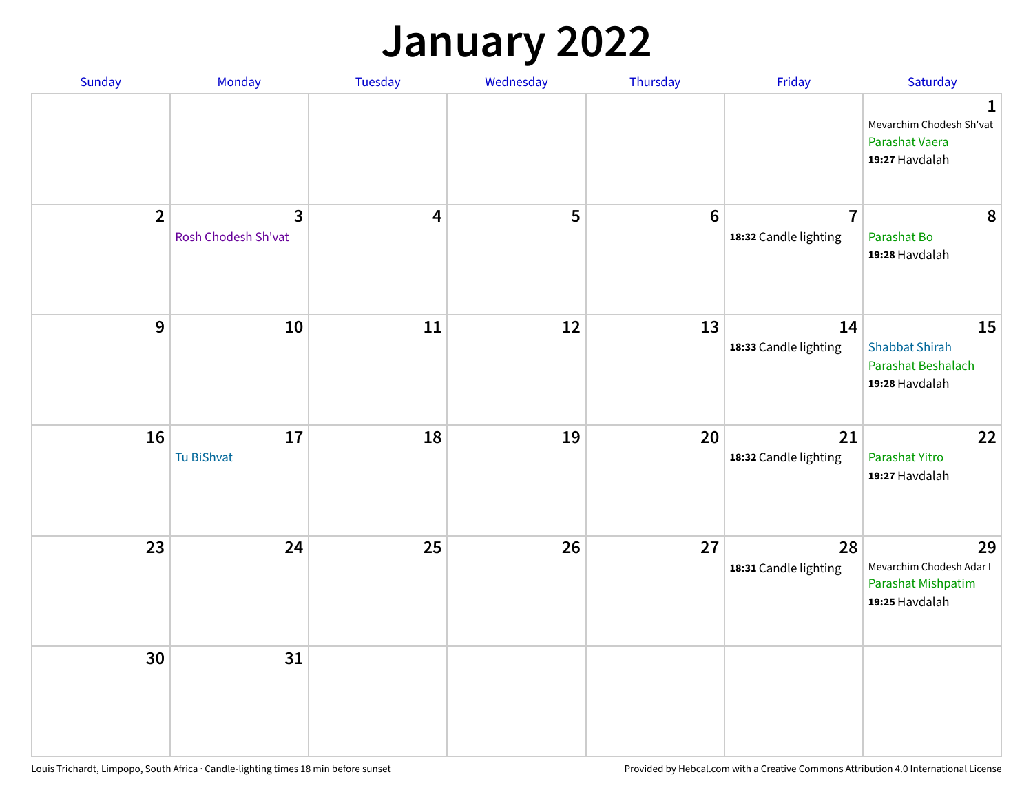# January 2022

| Sunday | Monday | Tuesday | Wednesday | Thursday | Friday | Saturday |
|---|---|---|---|---|---|---|
| | | | | | | **1** Mevarchim Chodesh Sh'vat<br>Parashat Vaera<br>**19:27** Havdalah |
| **2** | **3** Rosh Chodesh Sh'vat | **4** | **5** | **6** | **7** **18:32** Candle lighting | **8** Parashat Bo<br>**19:28** Havdalah |
| **9** | **10** | **11** | **12** | **13** | **14** **18:33** Candle lighting | **15** Shabbat Shirah<br>Parashat Beshalach<br>**19:28** Havdalah |
| **16** | **17** Tu BiShvat | **18** | **19** | **20** | **21** **18:32** Candle lighting | **22** Parashat Yitro<br>**19:27** Havdalah |
| **23** | **24** | **25** | **26** | **27** | **28** **18:31** Candle lighting | **29** Mevarchim Chodesh Adar I<br>Parashat Mishpatim<br>**19:25** Havdalah |
| **30** | **31** | | | | | |

Louis Trichardt, Limpopo, South Africa · Candle-lighting times 18 min before sunset

Provided by Hebcal.com with a Creative Commons Attribution 4.0 International License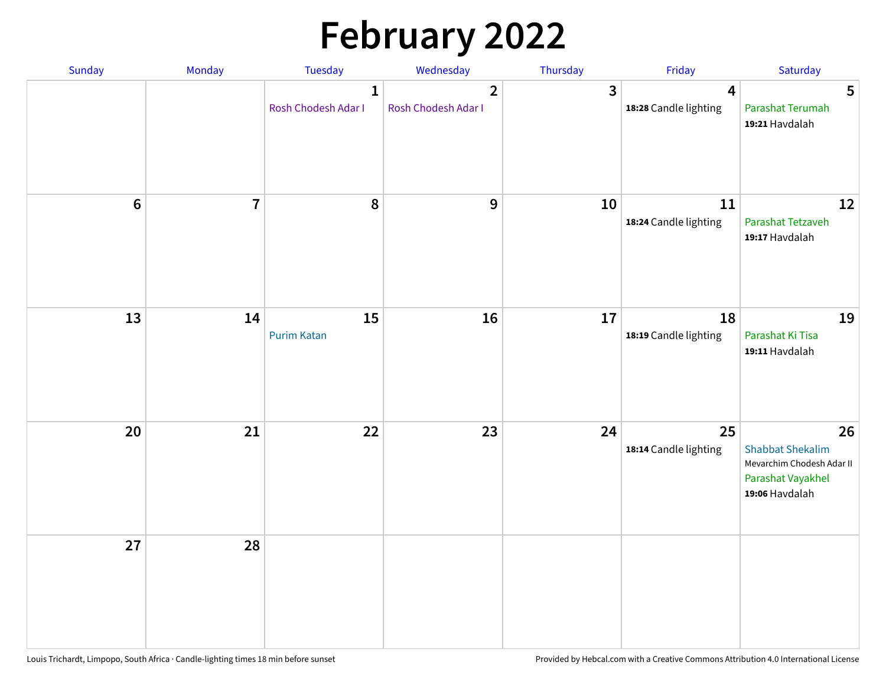# February 2022

| Sunday | Monday | Tuesday | Wednesday | Thursday | Friday | Saturday |
|---|---|---|---|---|---|---|
| | | 1<br>Rosh Chodesh Adar I | 2<br>Rosh Chodesh Adar I | 3 | 4<br>**18:28** Candle lighting | 5<br>Parashat Terumah<br>**19:21** Havdalah |
| 6 | 7 | 8 | 9 | 10 | 11<br>**18:24** Candle lighting | 12<br>Parashat Tetzaveh<br>**19:17** Havdalah |
| 13 | 14 | 15<br>Purim Katan | 16 | 17 | 18<br>**18:19** Candle lighting | 19<br>Parashat Ki Tisa<br>**19:11** Havdalah |
| 20 | 21 | 22 | 23 | 24 | 25<br>**18:14** Candle lighting | 26<br>Shabbat Shekalim<br>Mevarchim Chodesh Adar II<br>Parashat Vayakhel<br>**19:06** Havdalah |
| 27 | 28 | | | | | |

Louis Trichardt, Limpopo, South Africa · Candle-lighting times 18 min before sunset

Provided by Hebcal.com with a Creative Commons Attribution 4.0 International License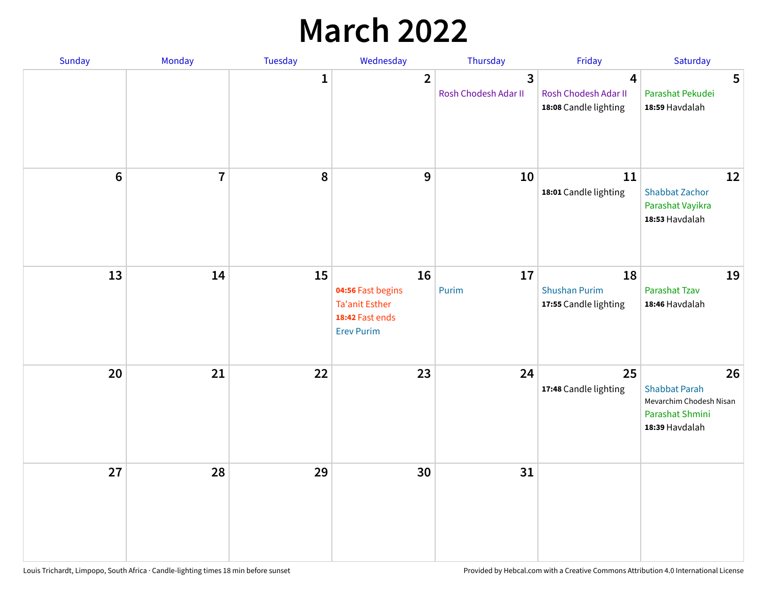# March 2022

| Sunday | Monday | Tuesday | Wednesday | Thursday | Friday | Saturday |
|---|---|---|---|---|---|---|
| | | 1 | 2 | 3<br>Rosh Chodesh Adar II | 4<br>Rosh Chodesh Adar II<br>**18:08** Candle lighting | 5<br>Parashat Pekudei<br>**18:59** Havdalah |
| 6 | 7 | 8 | 9 | 10 | 11<br>**18:01** Candle lighting | 12<br>Shabbat Zachor<br>Parashat Vayikra<br>**18:53** Havdalah |
| 13 | 14 | 15 | 16<br>**04:56** Fast begins<br>Ta'anit Esther<br>**18:42** Fast ends<br>Erev Purim | 17<br>Purim | 18<br>Shushan Purim<br>**17:55** Candle lighting | 19<br>Parashat Tzav<br>**18:46** Havdalah |
| 20 | 21 | 22 | 23 | 24 | 25<br>**17:48** Candle lighting | 26<br>Shabbat Parah<br>Mevarchim Chodesh Nisan<br>Parashat Shmini<br>**18:39** Havdalah |
| 27 | 28 | 29 | 30 | 31 | | |

Louis Trichardt, Limpopo, South Africa · Candle-lighting times 18 min before sunset

Provided by Hebcal.com with a Creative Commons Attribution 4.0 International License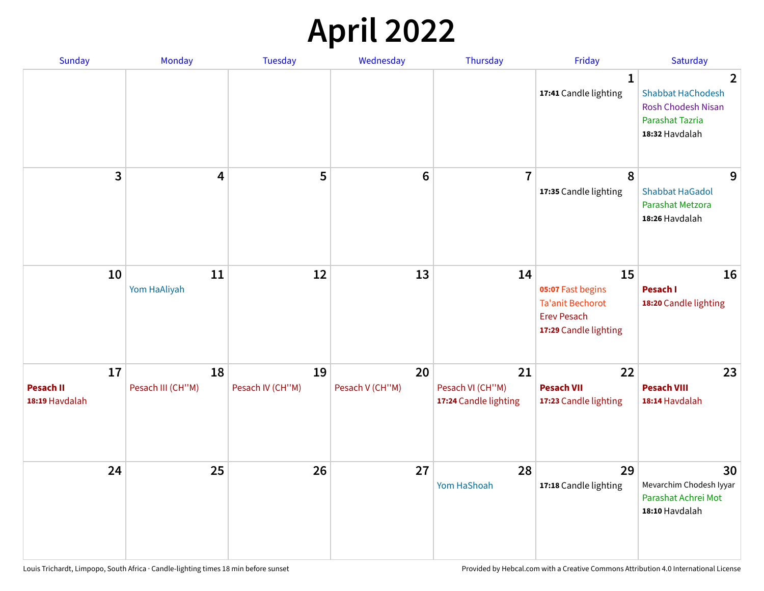# April 2022

| Sunday | Monday | Tuesday | Wednesday | Thursday | Friday | Saturday |
|---|---|---|---|---|---|---|
| | | | | | **1**<br>**17:41** Candle lighting | **2**<br>Shabbat HaChodesh<br>Rosh Chodesh Nisan<br>Parashat Tazria<br>**18:32** Havdalah |
| **3** | **4** | **5** | **6** | **7** | **8**<br>**17:35** Candle lighting | **9**<br>Shabbat HaGadol<br>Parashat Metzora<br>**18:26** Havdalah |
| **10** | **11**<br>Yom HaAliyah | **12** | **13** | **14** | **15**<br>**05:07** Fast begins<br>Ta'anit Bechorot<br>Erev Pesach<br>**17:29** Candle lighting | **16**<br>**Pesach I**<br>**18:20** Candle lighting |
| **17**<br>**Pesach II**<br>**18:19** Havdalah | **18**<br>Pesach III (CH''M) | **19**<br>Pesach IV (CH''M) | **20**<br>Pesach V (CH''M) | **21**<br>Pesach VI (CH''M)<br>**17:24** Candle lighting | **22**<br>**Pesach VII**<br>**17:23** Candle lighting | **23**<br>**Pesach VIII**<br>**18:14** Havdalah |
| **24** | **25** | **26** | **27** | **28**<br>Yom HaShoah | **29**<br>**17:18** Candle lighting | **30**<br>Mevarchim Chodesh Iyyar<br>Parashat Achrei Mot<br>**18:10** Havdalah |

Louis Trichardt, Limpopo, South Africa · Candle-lighting times 18 min before sunset

Provided by Hebcal.com with a Creative Commons Attribution 4.0 International License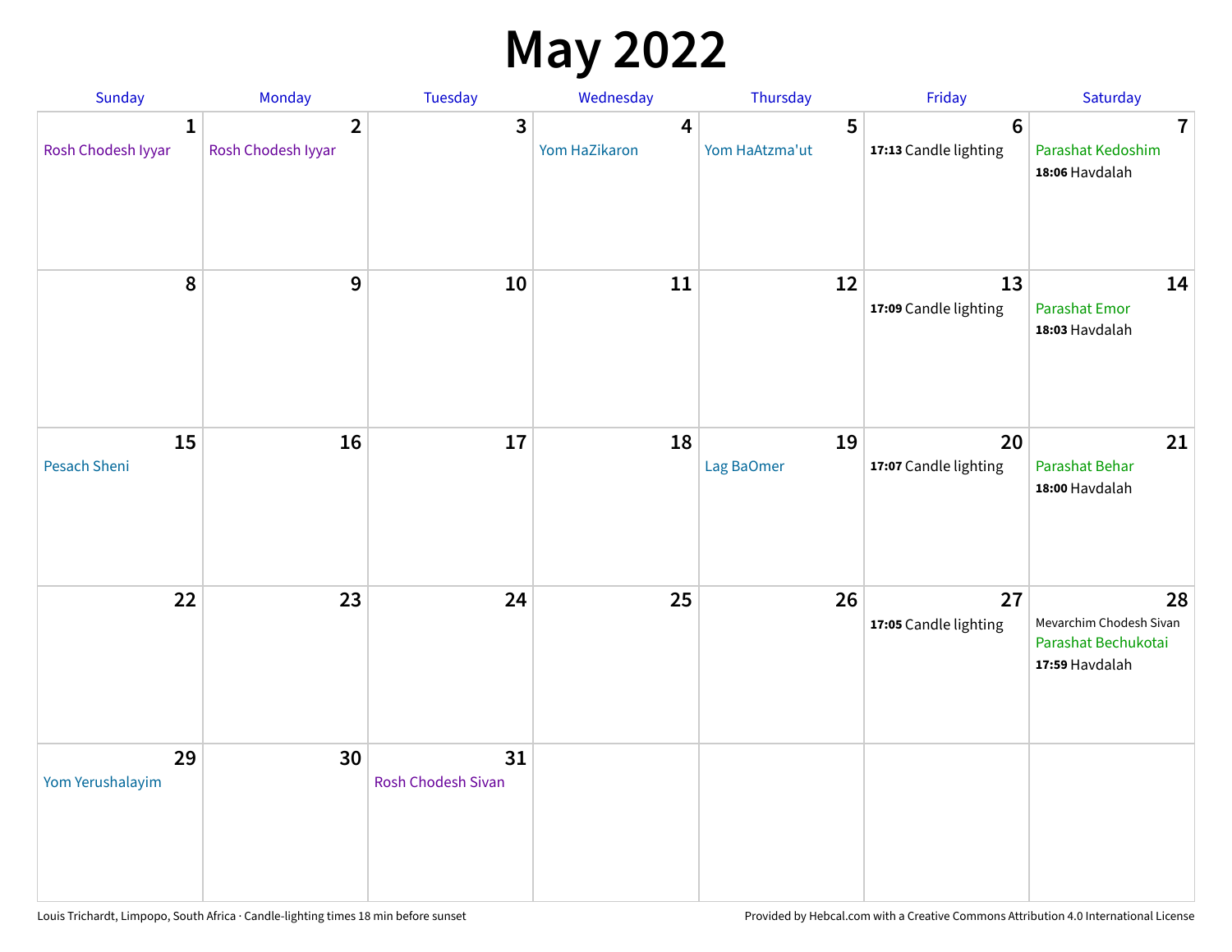# May 2022

| Sunday | Monday | Tuesday | Wednesday | Thursday | Friday | Saturday |
|---|---|---|---|---|---|---|
| 1 Rosh Chodesh Iyyar | 2 Rosh Chodesh Iyyar | 3 | 4 Yom HaZikaron | 5 Yom HaAtzma'ut | 6 **17:13** Candle lighting | 7 Parashat Kedoshim **18:06** Havdalah |
| 8 | 9 | 10 | 11 | 12 | 13 **17:09** Candle lighting | 14 Parashat Emor **18:03** Havdalah |
| 15 Pesach Sheni | 16 | 17 | 18 | 19 Lag BaOmer | 20 **17:07** Candle lighting | 21 Parashat Behar **18:00** Havdalah |
| 22 | 23 | 24 | 25 | 26 | 27 **17:05** Candle lighting | 28 Mevarchim Chodesh Sivan Parashat Bechukotai **17:59** Havdalah |
| 29 Yom Yerushalayim | 30 | 31 Rosh Chodesh Sivan | | | | |

Louis Trichardt, Limpopo, South Africa · Candle-lighting times 18 min before sunset

Provided by Hebcal.com with a Creative Commons Attribution 4.0 International License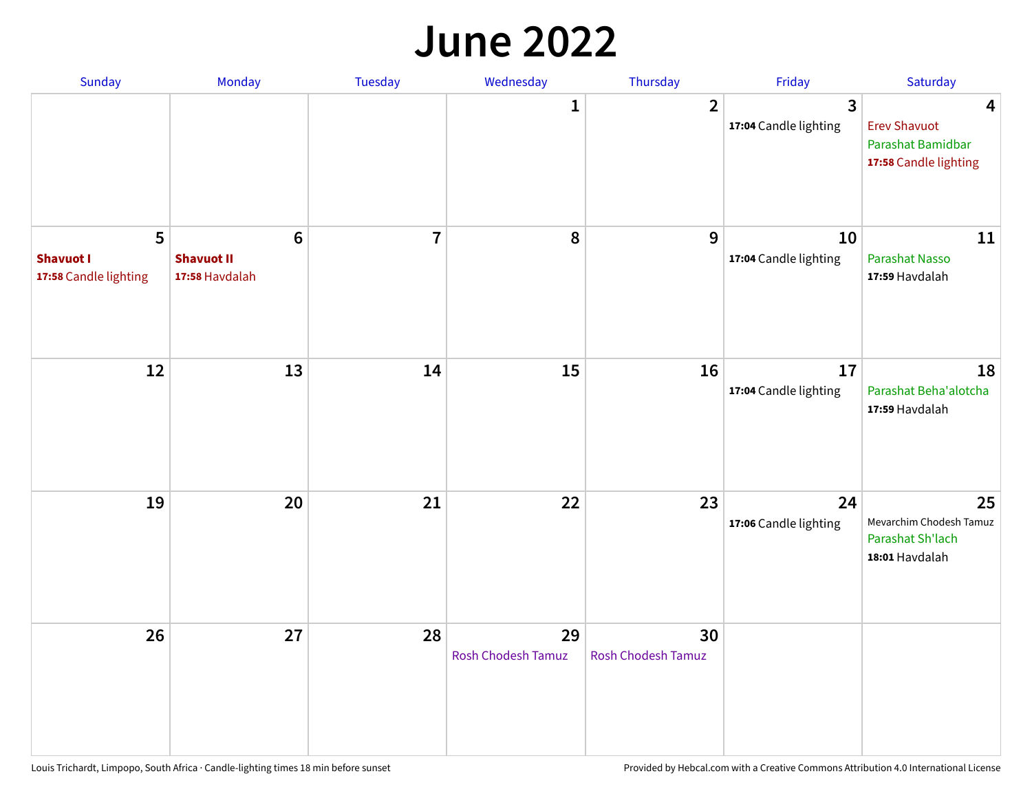# June 2022

| Sunday | Monday | Tuesday | Wednesday | Thursday | Friday | Saturday |
|---|---|---|---|---|---|---|
| | | | 1 | 2 | 3<br>**17:04** Candle lighting | 4<br>Erev Shavuot<br>Parashat Bamidbar<br>**17:58** Candle lighting |
| 5<br>**Shavuot I**<br>**17:58** Candle lighting | 6<br>**Shavuot II**<br>**17:58** Havdalah | 7 | 8 | 9 | 10<br>**17:04** Candle lighting | 11<br>Parashat Nasso<br>**17:59** Havdalah |
| 12 | 13 | 14 | 15 | 16 | 17<br>**17:04** Candle lighting | 18<br>Parashat Beha'alotcha<br>**17:59** Havdalah |
| 19 | 20 | 21 | 22 | 23 | 24<br>**17:06** Candle lighting | 25<br>Mevarchim Chodesh Tamuz<br>Parashat Sh'lach<br>**18:01** Havdalah |
| 26 | 27 | 28 | 29<br>Rosh Chodesh Tamuz | 30<br>Rosh Chodesh Tamuz | | |

Louis Trichardt, Limpopo, South Africa · Candle-lighting times 18 min before sunset

Provided by Hebcal.com with a Creative Commons Attribution 4.0 International License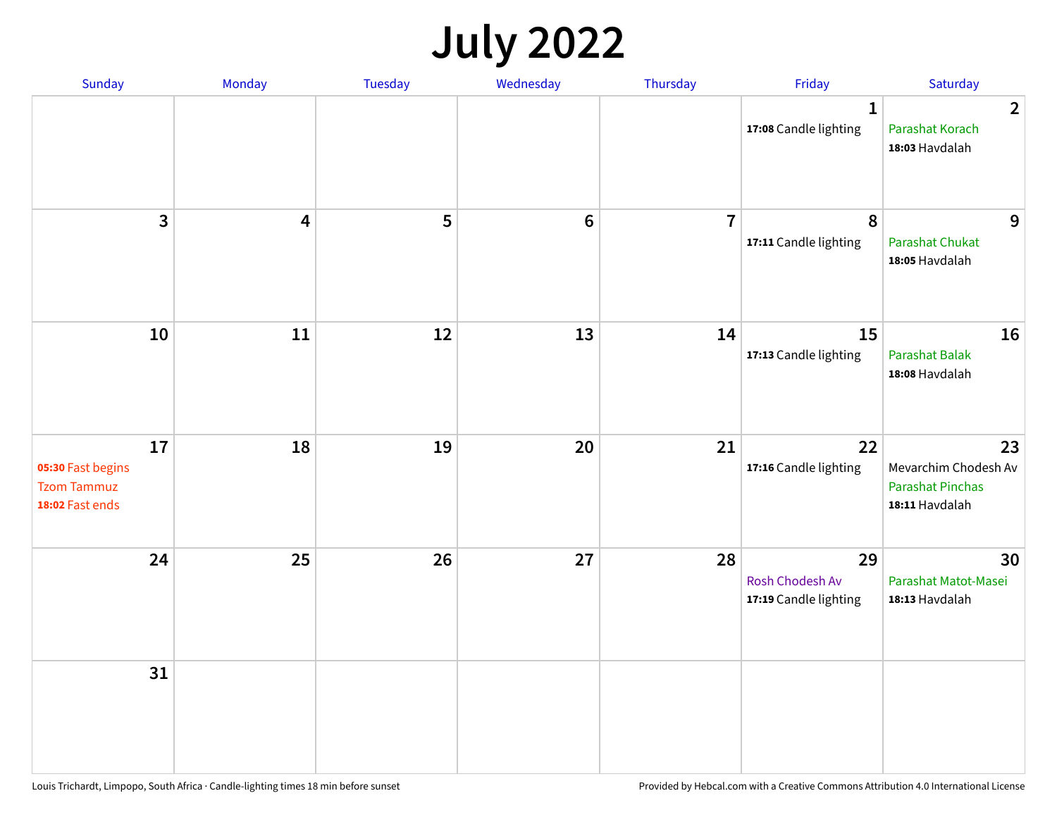# July 2022

| Sunday | Monday | Tuesday | Wednesday | Thursday | Friday | Saturday |
|---|---|---|---|---|---|---|
| | | | | | 1<br>**17:08** Candle lighting | 2<br>Parashat Korach<br>**18:03** Havdalah |
| 3 | 4 | 5 | 6 | 7 | 8<br>**17:11** Candle lighting | 9<br>Parashat Chukat<br>**18:05** Havdalah |
| 10 | 11 | 12 | 13 | 14 | 15<br>**17:13** Candle lighting | 16<br>Parashat Balak<br>**18:08** Havdalah |
| 17<br>**05:30** Fast begins<br>Tzom Tammuz<br>**18:02** Fast ends | 18 | 19 | 20 | 21 | 22<br>**17:16** Candle lighting | 23<br>Mevarchim Chodesh Av<br>Parashat Pinchas<br>**18:11** Havdalah |
| 24 | 25 | 26 | 27 | 28 | 29<br>Rosh Chodesh Av<br>**17:19** Candle lighting | 30<br>Parashat Matot-Masei<br>**18:13** Havdalah |
| 31 | | | | | | |

Louis Trichardt, Limpopo, South Africa · Candle-lighting times 18 min before sunset

Provided by Hebcal.com with a Creative Commons Attribution 4.0 International License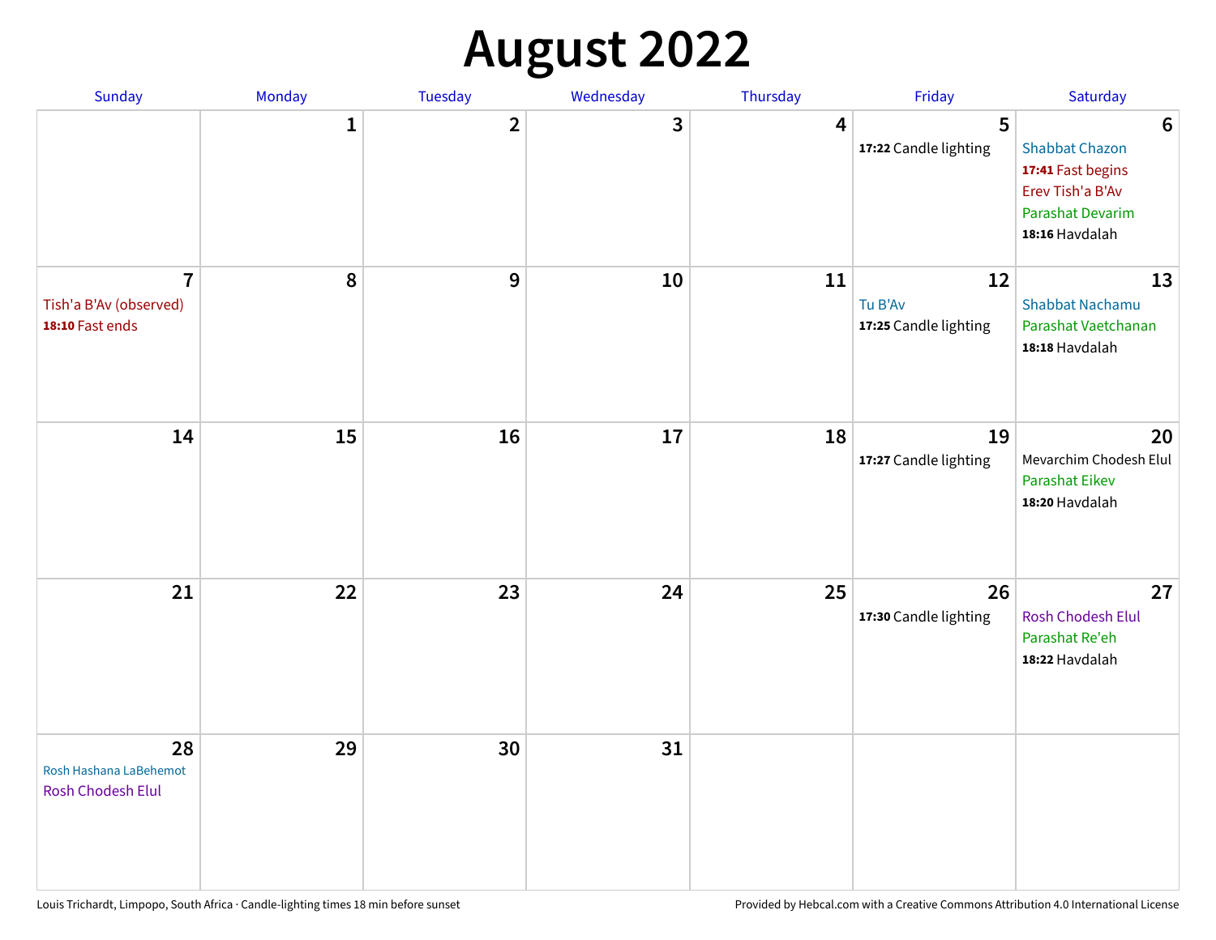# August 2022

| Sunday | Monday | Tuesday | Wednesday | Thursday | Friday | Saturday |
|---|---|---|---|---|---|---|
| | 1 | 2 | 3 | 4 | 5<br>**17:22** Candle lighting | 6<br>Shabbat Chazon<br>**17:41** Fast begins<br>Erev Tish'a B'Av<br>Parashat Devarim<br>**18:16** Havdalah |
| 7<br>Tish'a B'Av (observed)<br>**18:10** Fast ends | 8 | 9 | 10 | 11 | 12<br>Tu B'Av<br>**17:25** Candle lighting | 13<br>Shabbat Nachamu<br>Parashat Vaetchanan<br>**18:18** Havdalah |
| 14 | 15 | 16 | 17 | 18 | 19<br>**17:27** Candle lighting | 20<br>Mevarchim Chodesh Elul<br>Parashat Eikev<br>**18:20** Havdalah |
| 21 | 22 | 23 | 24 | 25 | 26<br>**17:30** Candle lighting | 27<br>Rosh Chodesh Elul<br>Parashat Re'eh<br>**18:22** Havdalah |
| 28<br>Rosh Hashana LaBehemot<br>Rosh Chodesh Elul | 29 | 30 | 31 | | | |

Louis Trichardt, Limpopo, South Africa · Candle-lighting times 18 min before sunset

Provided by Hebcal.com with a Creative Commons Attribution 4.0 International License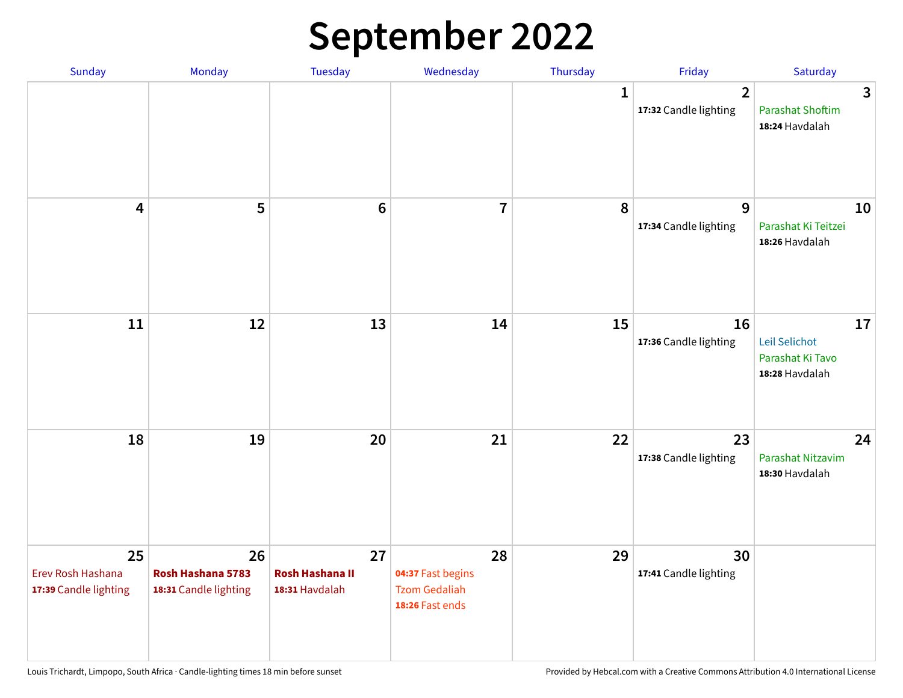# September 2022

| Sunday | Monday | Tuesday | Wednesday | Thursday | Friday | Saturday |
| --- | --- | --- | --- | --- | --- | --- |
| | | | | 1 | 2<br>**17:32** Candle lighting | 3<br>Parashat Shoftim<br>**18:24** Havdalah |
| 4 | 5 | 6 | 7 | 8 | 9<br>**17:34** Candle lighting | 10<br>Parashat Ki Teitzei<br>**18:26** Havdalah |
| 11 | 12 | 13 | 14 | 15 | 16<br>**17:36** Candle lighting | 17<br>Leil Selichot<br>Parashat Ki Tavo<br>**18:28** Havdalah |
| 18 | 19 | 20 | 21 | 22 | 23<br>**17:38** Candle lighting | 24<br>Parashat Nitzavim<br>**18:30** Havdalah |
| 25<br>Erev Rosh Hashana<br>**17:39** Candle lighting | 26<br>**Rosh Hashana 5783**<br>**18:31** Candle lighting | 27<br>**Rosh Hashana II**<br>**18:31** Havdalah | 28<br>**04:37** Fast begins<br>Tzom Gedaliah<br>**18:26** Fast ends | 29 | 30<br>**17:41** Candle lighting | |

Louis Trichardt, Limpopo, South Africa · Candle-lighting times 18 min before sunset

Provided by Hebcal.com with a Creative Commons Attribution 4.0 International License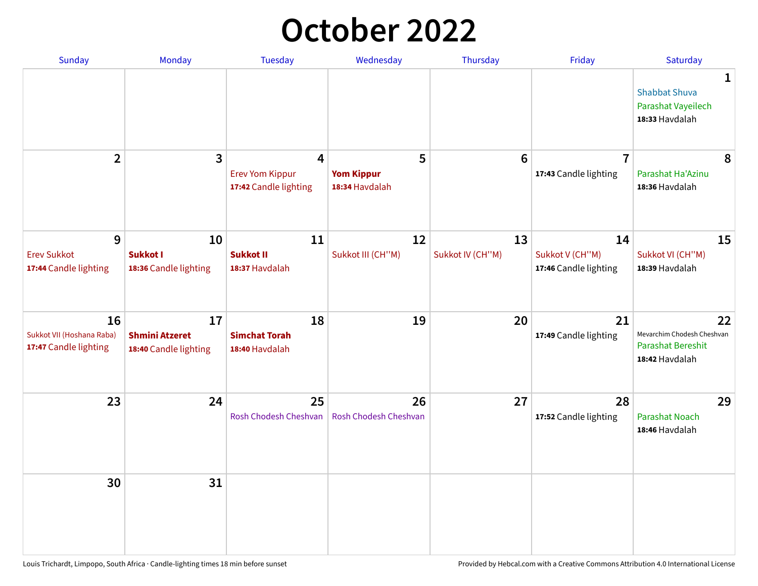# October 2022

| Sunday | Monday | Tuesday | Wednesday | Thursday | Friday | Saturday |
|---|---|---|---|---|---|---|
| | | | | | | **1** Shabbat Shuva Parashat Vayeilech **18:33** Havdalah |
| **2** | **3** | **4** Erev Yom Kippur **17:42** Candle lighting | **5** **Yom Kippur** **18:34** Havdalah | **6** | **7** **17:43** Candle lighting | **8** Parashat Ha'Azinu **18:36** Havdalah |
| **9** Erev Sukkot **17:44** Candle lighting | **10** **Sukkot I** **18:36** Candle lighting | **11** **Sukkot II** **18:37** Havdalah | **12** Sukkot III (CH''M) | **13** Sukkot IV (CH''M) | **14** Sukkot V (CH''M) **17:46** Candle lighting | **15** Sukkot VI (CH''M) **18:39** Havdalah |
| **16** Sukkot VII (Hoshana Raba) **17:47** Candle lighting | **17** **Shmini Atzeret** **18:40** Candle lighting | **18** **Simchat Torah** **18:40** Havdalah | **19** | **20** | **21** **17:49** Candle lighting | **22** Mevarchim Chodesh Cheshvan Parashat Bereshit **18:42** Havdalah |
| **23** | **24** | **25** Rosh Chodesh Cheshvan | **26** Rosh Chodesh Cheshvan | **27** | **28** **17:52** Candle lighting | **29** Parashat Noach **18:46** Havdalah |
| **30** | **31** | | | | | |

Louis Trichardt, Limpopo, South Africa · Candle-lighting times 18 min before sunset

Provided by Hebcal.com with a Creative Commons Attribution 4.0 International License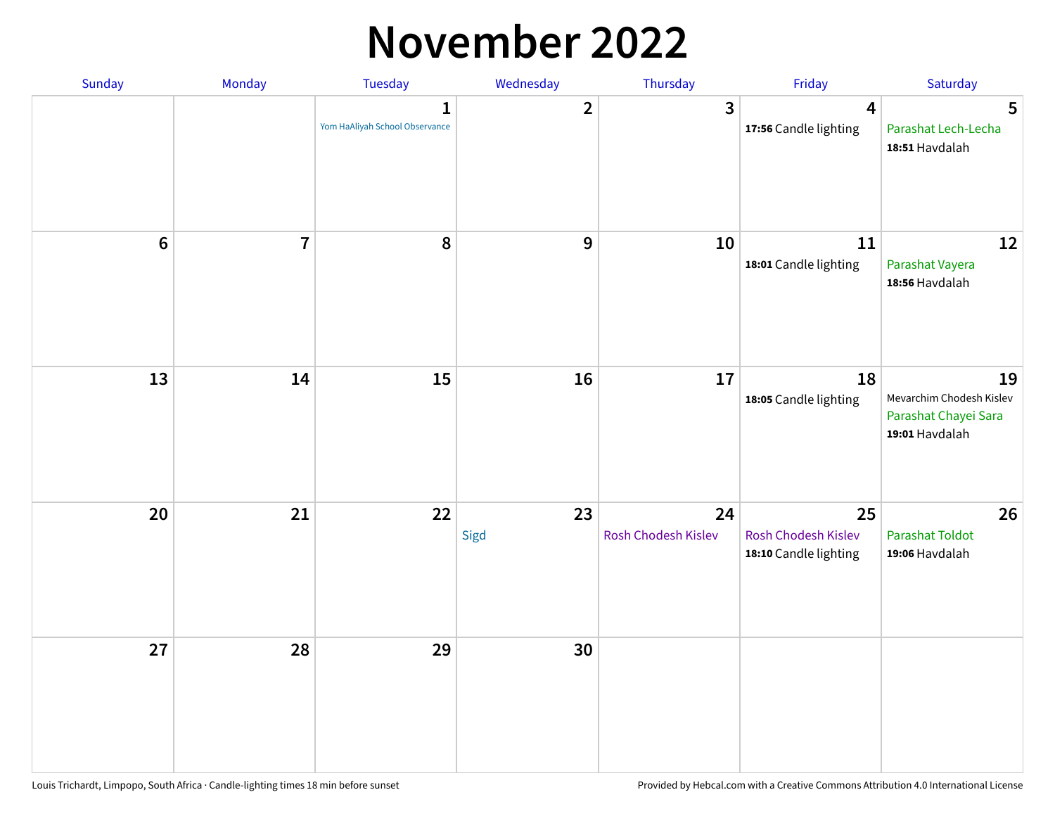# November 2022

| Sunday | Monday | Tuesday | Wednesday | Thursday | Friday | Saturday |
|---|---|---|---|---|---|---|
| | | 1 Yom HaAliyah School Observance | 2 | 3 | 4 **17:56** Candle lighting | 5 Parashat Lech-Lecha **18:51** Havdalah |
| 6 | 7 | 8 | 9 | 10 | 11 **18:01** Candle lighting | 12 Parashat Vayera **18:56** Havdalah |
| 13 | 14 | 15 | 16 | 17 | 18 **18:05** Candle lighting | 19 Mevarchim Chodesh Kislev Parashat Chayei Sara **19:01** Havdalah |
| 20 | 21 | 22 | 23 Sigd | 24 Rosh Chodesh Kislev | 25 Rosh Chodesh Kislev **18:10** Candle lighting | 26 Parashat Toldot **19:06** Havdalah |
| 27 | 28 | 29 | 30 | | | |

Louis Trichardt, Limpopo, South Africa · Candle-lighting times 18 min before sunset

Provided by Hebcal.com with a Creative Commons Attribution 4.0 International License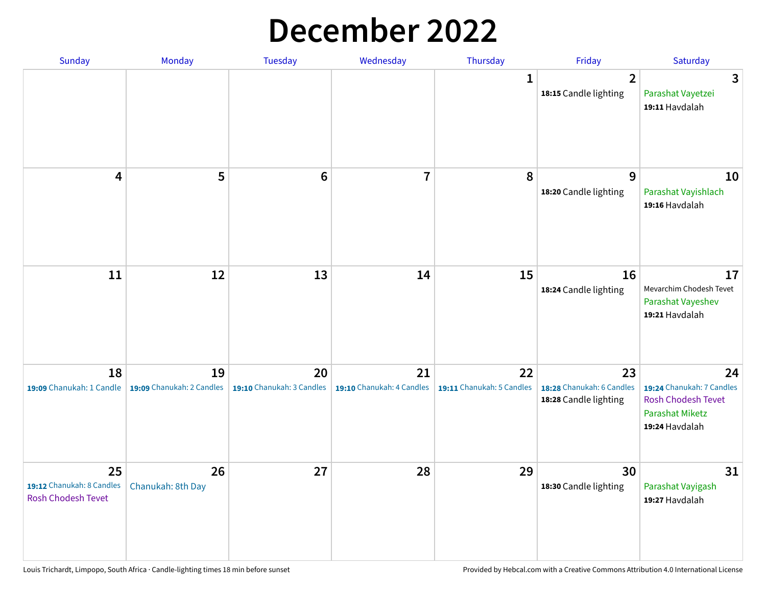# December 2022

| Sunday | Monday | Tuesday | Wednesday | Thursday | Friday | Saturday |
|---|---|---|---|---|---|---|
| | | | | 1 | 2<br>**18:15** Candle lighting | 3<br>Parashat Vayetzei<br>**19:11** Havdalah |
| 4 | 5 | 6 | 7 | 8 | 9<br>**18:20** Candle lighting | 10<br>Parashat Vayishlach<br>**19:16** Havdalah |
| 11 | 12 | 13 | 14 | 15 | 16<br>**18:24** Candle lighting | 17<br>Mevarchim Chodesh Tevet<br>Parashat Vayeshev<br>**19:21** Havdalah |
| 18<br>**19:09** Chanukah: 1 Candle | 19<br>**19:09** Chanukah: 2 Candles | 20<br>**19:10** Chanukah: 3 Candles | 21<br>**19:10** Chanukah: 4 Candles | 22<br>**19:11** Chanukah: 5 Candles | 23<br>**18:28** Chanukah: 6 Candles<br>**18:28** Candle lighting | 24<br>**19:24** Chanukah: 7 Candles<br>Rosh Chodesh Tevet<br>Parashat Miketz<br>**19:24** Havdalah |
| 25<br>**19:12** Chanukah: 8 Candles<br>Rosh Chodesh Tevet | 26<br>Chanukah: 8th Day | 27 | 28 | 29 | 30<br>**18:30** Candle lighting | 31<br>Parashat Vayigash<br>**19:27** Havdalah |

Louis Trichardt, Limpopo, South Africa · Candle-lighting times 18 min before sunset

Provided by Hebcal.com with a Creative Commons Attribution 4.0 International License